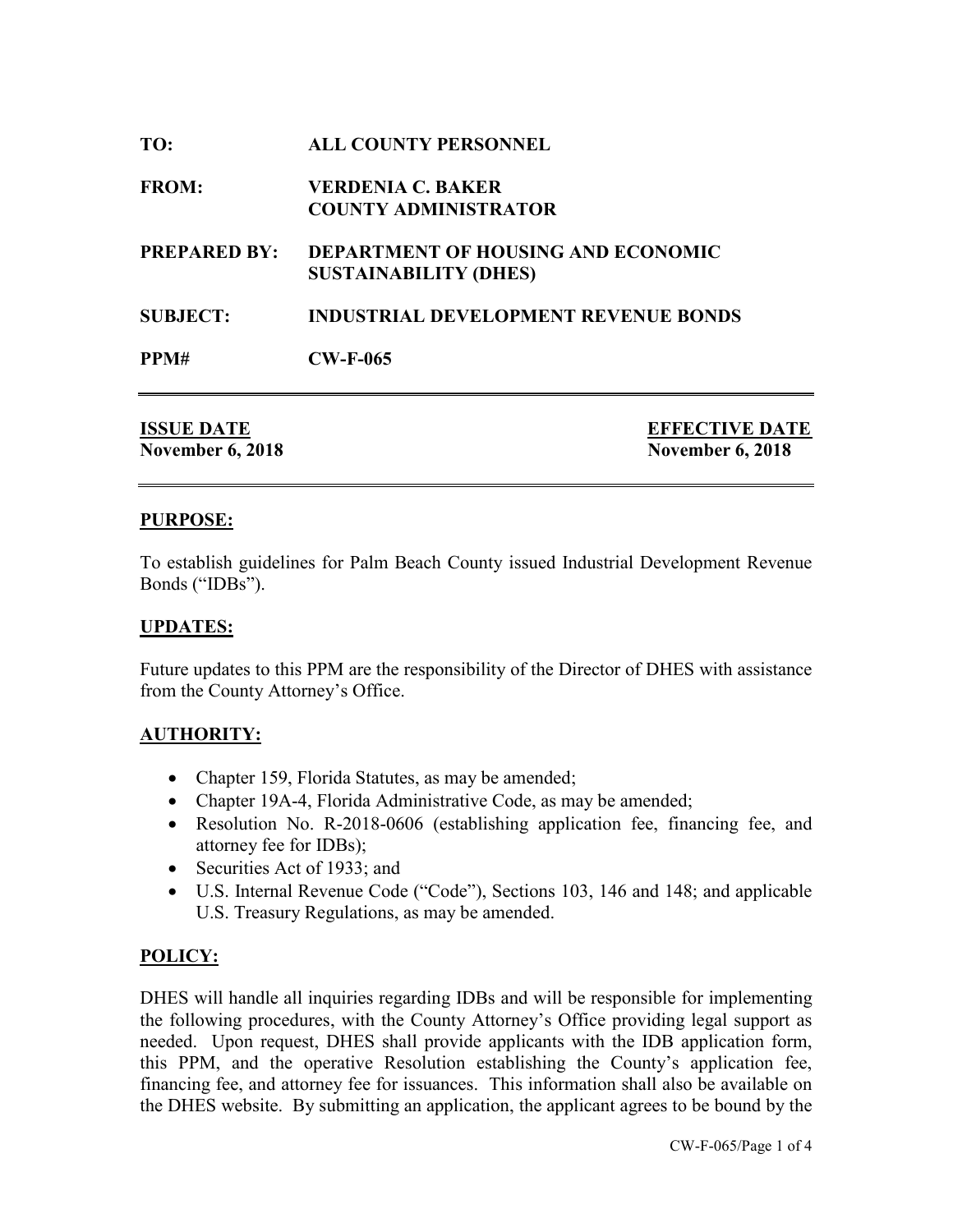**TO:** ALL COUNTY PERSONNEL

**FROM:** VERDENIA C. BAKER
COUNTY ADMINISTRATOR

**PREPARED BY:** DEPARTMENT OF HOUSING AND ECONOMIC SUSTAINABILITY (DHES)

**SUBJECT:** INDUSTRIAL DEVELOPMENT REVENUE BONDS

**PPM#** CW-F-065

---

| **ISSUE DATE** | **EFFECTIVE DATE** |
|---|---|
| **November 6, 2018** | **November 6, 2018** |

---

## PURPOSE:

To establish guidelines for Palm Beach County issued Industrial Development Revenue Bonds ("IDBs").

## UPDATES:

Future updates to this PPM are the responsibility of the Director of DHES with assistance from the County Attorney's Office.

## AUTHORITY:

- Chapter 159, Florida Statutes, as may be amended;
- Chapter 19A-4, Florida Administrative Code, as may be amended;
- Resolution No. R-2018-0606 (establishing application fee, financing fee, and attorney fee for IDBs);
- Securities Act of 1933; and
- U.S. Internal Revenue Code ("Code"), Sections 103, 146 and 148; and applicable U.S. Treasury Regulations, as may be amended.

## POLICY:

DHES will handle all inquiries regarding IDBs and will be responsible for implementing the following procedures, with the County Attorney's Office providing legal support as needed. Upon request, DHES shall provide applicants with the IDB application form, this PPM, and the operative Resolution establishing the County's application fee, financing fee, and attorney fee for issuances. This information shall also be available on the DHES website. By submitting an application, the applicant agrees to be bound by the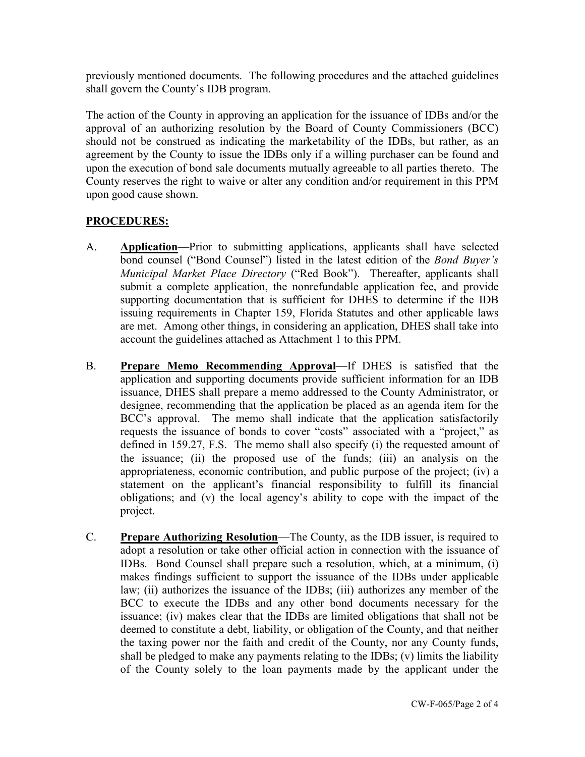previously mentioned documents. The following procedures and the attached guidelines shall govern the County's IDB program.

The action of the County in approving an application for the issuance of IDBs and/or the approval of an authorizing resolution by the Board of County Commissioners (BCC) should not be construed as indicating the marketability of the IDBs, but rather, as an agreement by the County to issue the IDBs only if a willing purchaser can be found and upon the execution of bond sale documents mutually agreeable to all parties thereto. The County reserves the right to waive or alter any condition and/or requirement in this PPM upon good cause shown.

**PROCEDURES:**

A. **Application**—Prior to submitting applications, applicants shall have selected bond counsel ("Bond Counsel") listed in the latest edition of the *Bond Buyer's Municipal Market Place Directory* ("Red Book"). Thereafter, applicants shall submit a complete application, the nonrefundable application fee, and provide supporting documentation that is sufficient for DHES to determine if the IDB issuing requirements in Chapter 159, Florida Statutes and other applicable laws are met. Among other things, in considering an application, DHES shall take into account the guidelines attached as Attachment 1 to this PPM.

B. **Prepare Memo Recommending Approval**—If DHES is satisfied that the application and supporting documents provide sufficient information for an IDB issuance, DHES shall prepare a memo addressed to the County Administrator, or designee, recommending that the application be placed as an agenda item for the BCC's approval. The memo shall indicate that the application satisfactorily requests the issuance of bonds to cover "costs" associated with a "project," as defined in 159.27, F.S. The memo shall also specify (i) the requested amount of the issuance; (ii) the proposed use of the funds; (iii) an analysis on the appropriateness, economic contribution, and public purpose of the project; (iv) a statement on the applicant's financial responsibility to fulfill its financial obligations; and (v) the local agency's ability to cope with the impact of the project.

C. **Prepare Authorizing Resolution**—The County, as the IDB issuer, is required to adopt a resolution or take other official action in connection with the issuance of IDBs. Bond Counsel shall prepare such a resolution, which, at a minimum, (i) makes findings sufficient to support the issuance of the IDBs under applicable law; (ii) authorizes the issuance of the IDBs; (iii) authorizes any member of the BCC to execute the IDBs and any other bond documents necessary for the issuance; (iv) makes clear that the IDBs are limited obligations that shall not be deemed to constitute a debt, liability, or obligation of the County, and that neither the taxing power nor the faith and credit of the County, nor any County funds, shall be pledged to make any payments relating to the IDBs; (v) limits the liability of the County solely to the loan payments made by the applicant under the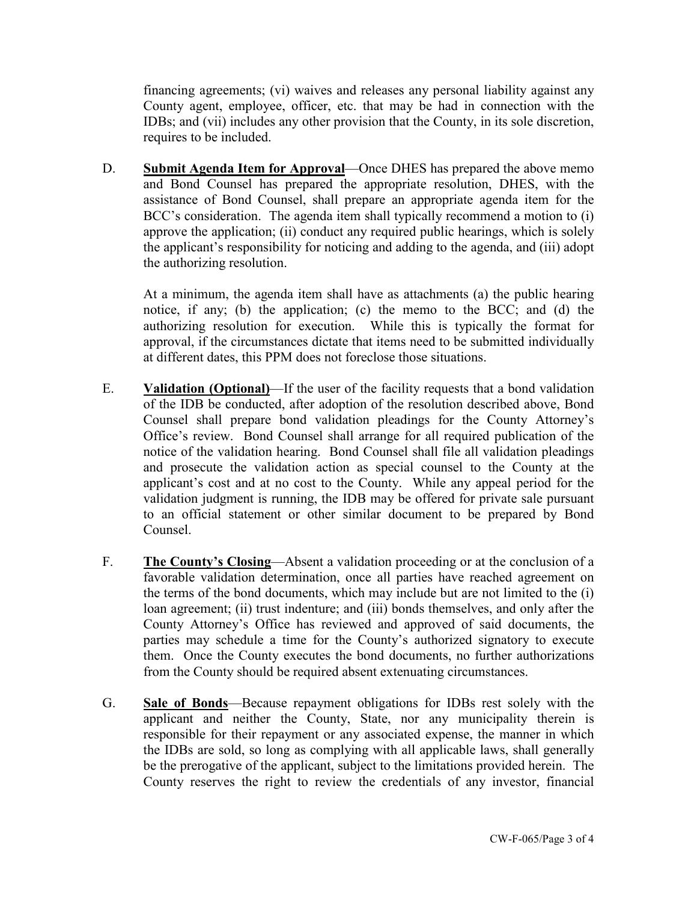financing agreements; (vi) waives and releases any personal liability against any County agent, employee, officer, etc. that may be had in connection with the IDBs; and (vii) includes any other provision that the County, in its sole discretion, requires to be included.

D. **Submit Agenda Item for Approval**—Once DHES has prepared the above memo and Bond Counsel has prepared the appropriate resolution, DHES, with the assistance of Bond Counsel, shall prepare an appropriate agenda item for the BCC's consideration. The agenda item shall typically recommend a motion to (i) approve the application; (ii) conduct any required public hearings, which is solely the applicant's responsibility for noticing and adding to the agenda, and (iii) adopt the authorizing resolution.

   At a minimum, the agenda item shall have as attachments (a) the public hearing notice, if any; (b) the application; (c) the memo to the BCC; and (d) the authorizing resolution for execution. While this is typically the format for approval, if the circumstances dictate that items need to be submitted individually at different dates, this PPM does not foreclose those situations.

E. **Validation (Optional)**—If the user of the facility requests that a bond validation of the IDB be conducted, after adoption of the resolution described above, Bond Counsel shall prepare bond validation pleadings for the County Attorney's Office's review. Bond Counsel shall arrange for all required publication of the notice of the validation hearing. Bond Counsel shall file all validation pleadings and prosecute the validation action as special counsel to the County at the applicant's cost and at no cost to the County. While any appeal period for the validation judgment is running, the IDB may be offered for private sale pursuant to an official statement or other similar document to be prepared by Bond Counsel.

F. **The County's Closing**—Absent a validation proceeding or at the conclusion of a favorable validation determination, once all parties have reached agreement on the terms of the bond documents, which may include but are not limited to the (i) loan agreement; (ii) trust indenture; and (iii) bonds themselves, and only after the County Attorney's Office has reviewed and approved of said documents, the parties may schedule a time for the County's authorized signatory to execute them. Once the County executes the bond documents, no further authorizations from the County should be required absent extenuating circumstances.

G. **Sale of Bonds**—Because repayment obligations for IDBs rest solely with the applicant and neither the County, State, nor any municipality therein is responsible for their repayment or any associated expense, the manner in which the IDBs are sold, so long as complying with all applicable laws, shall generally be the prerogative of the applicant, subject to the limitations provided herein. The County reserves the right to review the credentials of any investor, financial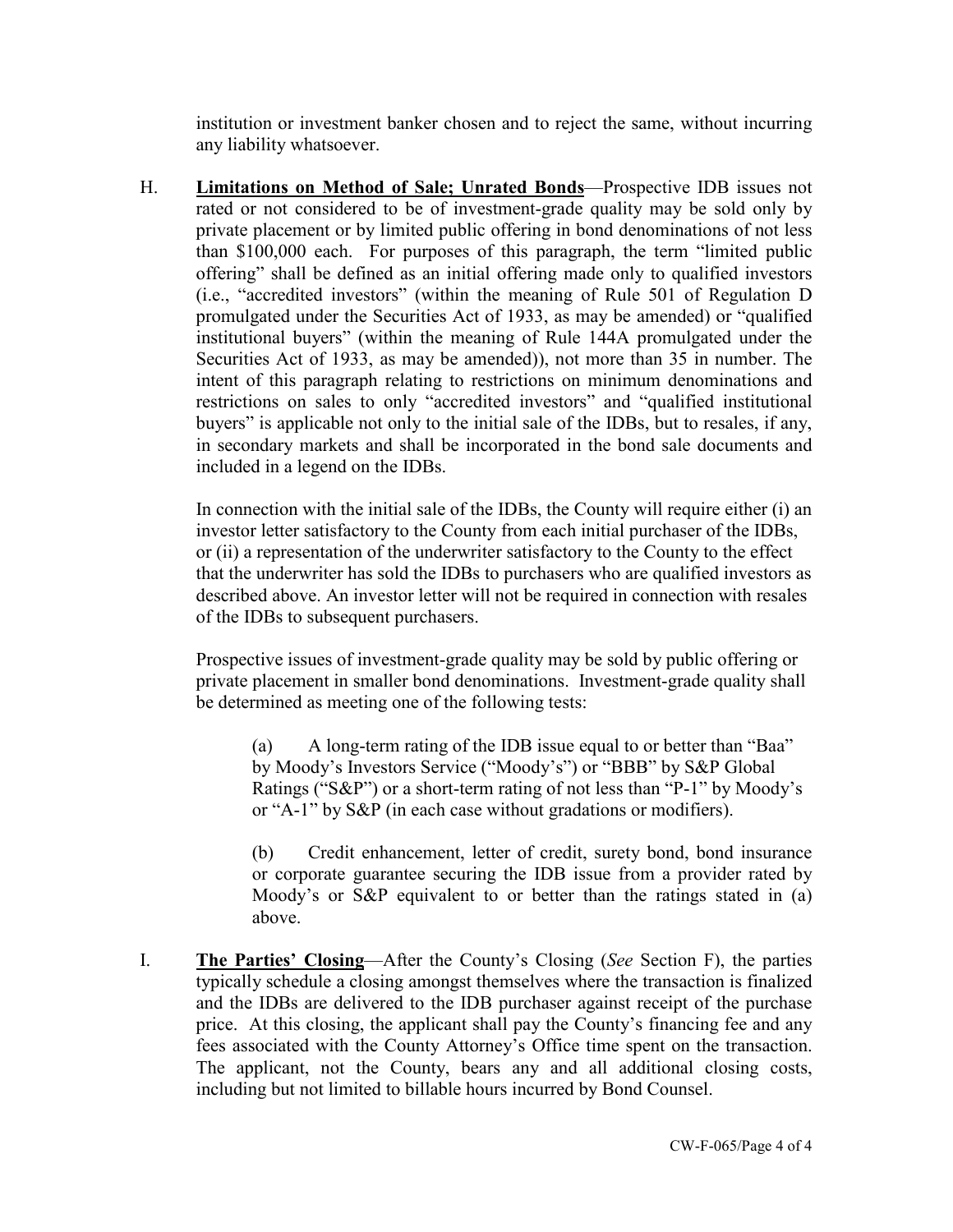institution or investment banker chosen and to reject the same, without incurring any liability whatsoever.

H. **Limitations on Method of Sale; Unrated Bonds**—Prospective IDB issues not rated or not considered to be of investment-grade quality may be sold only by private placement or by limited public offering in bond denominations of not less than $100,000 each. For purposes of this paragraph, the term "limited public offering" shall be defined as an initial offering made only to qualified investors (i.e., "accredited investors" (within the meaning of Rule 501 of Regulation D promulgated under the Securities Act of 1933, as may be amended) or "qualified institutional buyers" (within the meaning of Rule 144A promulgated under the Securities Act of 1933, as may be amended)), not more than 35 in number. The intent of this paragraph relating to restrictions on minimum denominations and restrictions on sales to only "accredited investors" and "qualified institutional buyers" is applicable not only to the initial sale of the IDBs, but to resales, if any, in secondary markets and shall be incorporated in the bond sale documents and included in a legend on the IDBs.

   In connection with the initial sale of the IDBs, the County will require either (i) an investor letter satisfactory to the County from each initial purchaser of the IDBs, or (ii) a representation of the underwriter satisfactory to the County to the effect that the underwriter has sold the IDBs to purchasers who are qualified investors as described above. An investor letter will not be required in connection with resales of the IDBs to subsequent purchasers.

   Prospective issues of investment-grade quality may be sold by public offering or private placement in smaller bond denominations. Investment-grade quality shall be determined as meeting one of the following tests:

   (a) A long-term rating of the IDB issue equal to or better than "Baa" by Moody's Investors Service ("Moody's") or "BBB" by S&P Global Ratings ("S&P") or a short-term rating of not less than "P-1" by Moody's or "A-1" by S&P (in each case without gradations or modifiers).

   (b) Credit enhancement, letter of credit, surety bond, bond insurance or corporate guarantee securing the IDB issue from a provider rated by Moody's or S&P equivalent to or better than the ratings stated in (a) above.

I. **The Parties' Closing**—After the County's Closing (*See* Section F), the parties typically schedule a closing amongst themselves where the transaction is finalized and the IDBs are delivered to the IDB purchaser against receipt of the purchase price. At this closing, the applicant shall pay the County's financing fee and any fees associated with the County Attorney's Office time spent on the transaction. The applicant, not the County, bears any and all additional closing costs, including but not limited to billable hours incurred by Bond Counsel.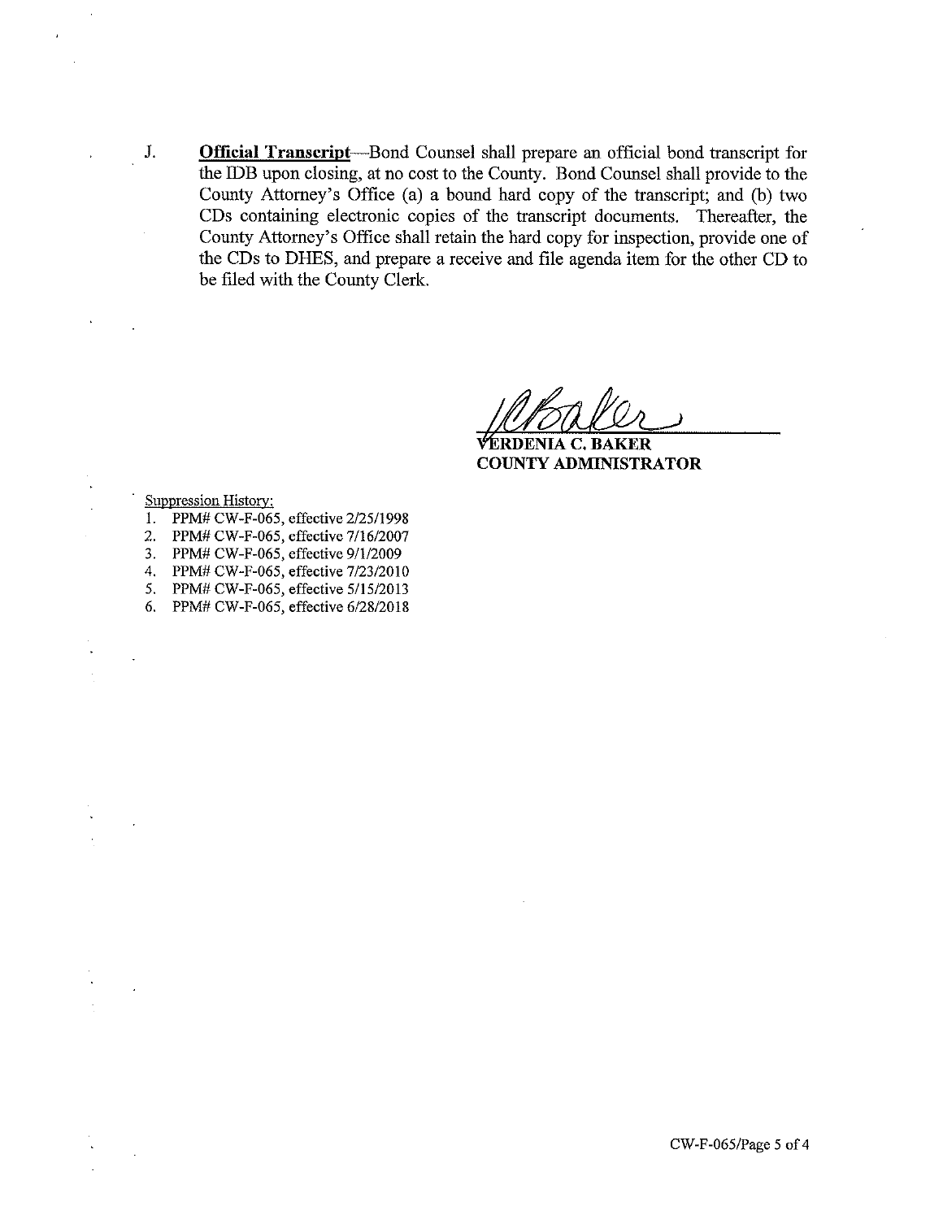J. **Official Transcript**—Bond Counsel shall prepare an official bond transcript for the IDB upon closing, at no cost to the County. Bond Counsel shall provide to the County Attorney's Office (a) a bound hard copy of the transcript; and (b) two CDs containing electronic copies of the transcript documents. Thereafter, the County Attorney's Office shall retain the hard copy for inspection, provide one of the CDs to DHES, and prepare a receive and file agenda item for the other CD to be filed with the County Clerk.

**VERDENIA C. BAKER**
**COUNTY ADMINISTRATOR**

Suppression History:

1. PPM# CW-F-065, effective 2/25/1998
2. PPM# CW-F-065, effective 7/16/2007
3. PPM# CW-F-065, effective 9/1/2009
4. PPM# CW-F-065, effective 7/23/2010
5. PPM# CW-F-065, effective 5/15/2013
6. PPM# CW-F-065, effective 6/28/2018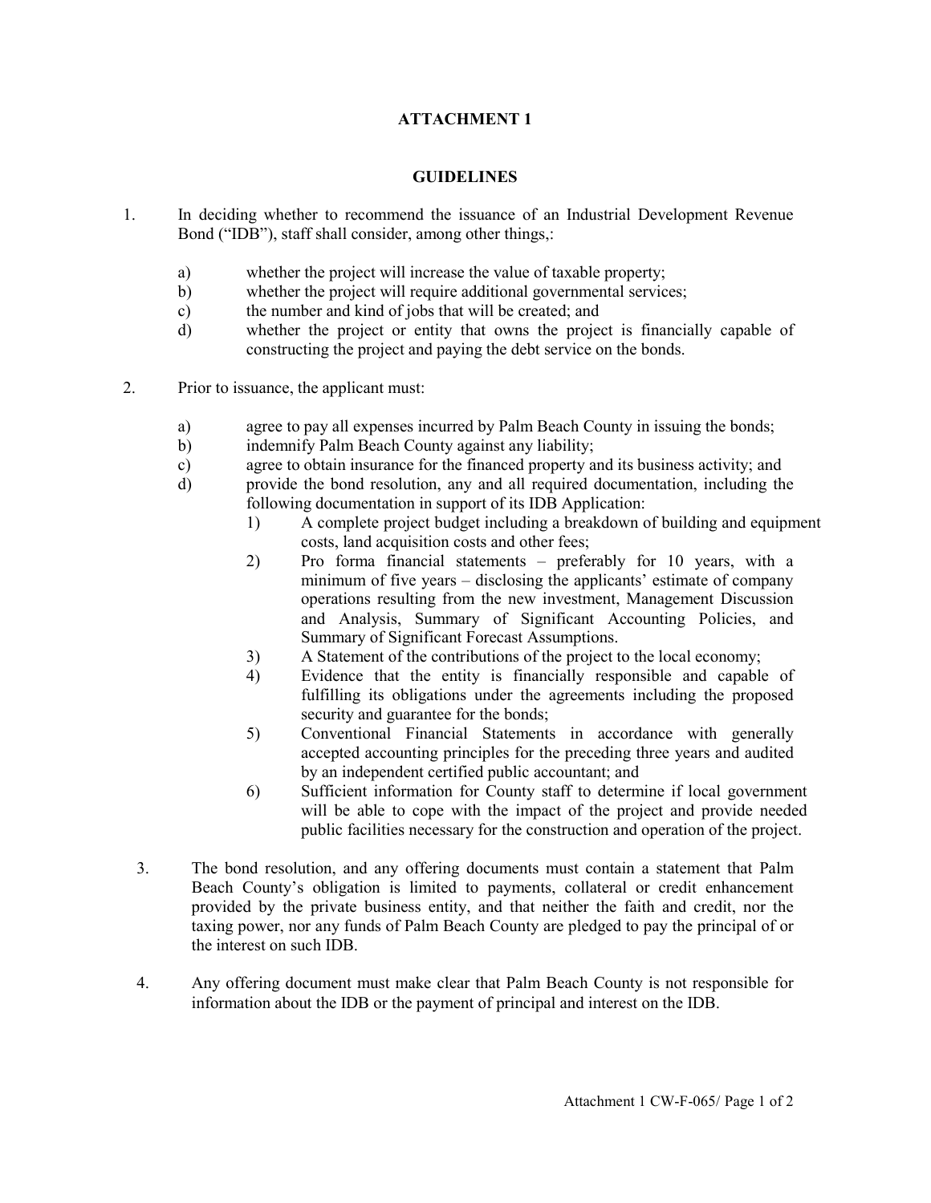# ATTACHMENT 1

## GUIDELINES

1. In deciding whether to recommend the issuance of an Industrial Development Revenue Bond ("IDB"), staff shall consider, among other things,:

   a) whether the project will increase the value of taxable property;
   b) whether the project will require additional governmental services;
   c) the number and kind of jobs that will be created; and
   d) whether the project or entity that owns the project is financially capable of constructing the project and paying the debt service on the bonds.

2. Prior to issuance, the applicant must:

   a) agree to pay all expenses incurred by Palm Beach County in issuing the bonds;
   b) indemnify Palm Beach County against any liability;
   c) agree to obtain insurance for the financed property and its business activity; and
   d) provide the bond resolution, any and all required documentation, including the following documentation in support of its IDB Application:
      1) A complete project budget including a breakdown of building and equipment costs, land acquisition costs and other fees;
      2) Pro forma financial statements – preferably for 10 years, with a minimum of five years – disclosing the applicants' estimate of company operations resulting from the new investment, Management Discussion and Analysis, Summary of Significant Accounting Policies, and Summary of Significant Forecast Assumptions.
      3) A Statement of the contributions of the project to the local economy;
      4) Evidence that the entity is financially responsible and capable of fulfilling its obligations under the agreements including the proposed security and guarantee for the bonds;
      5) Conventional Financial Statements in accordance with generally accepted accounting principles for the preceding three years and audited by an independent certified public accountant; and
      6) Sufficient information for County staff to determine if local government will be able to cope with the impact of the project and provide needed public facilities necessary for the construction and operation of the project.

3. The bond resolution, and any offering documents must contain a statement that Palm Beach County's obligation is limited to payments, collateral or credit enhancement provided by the private business entity, and that neither the faith and credit, nor the taxing power, nor any funds of Palm Beach County are pledged to pay the principal of or the interest on such IDB.

4. Any offering document must make clear that Palm Beach County is not responsible for information about the IDB or the payment of principal and interest on the IDB.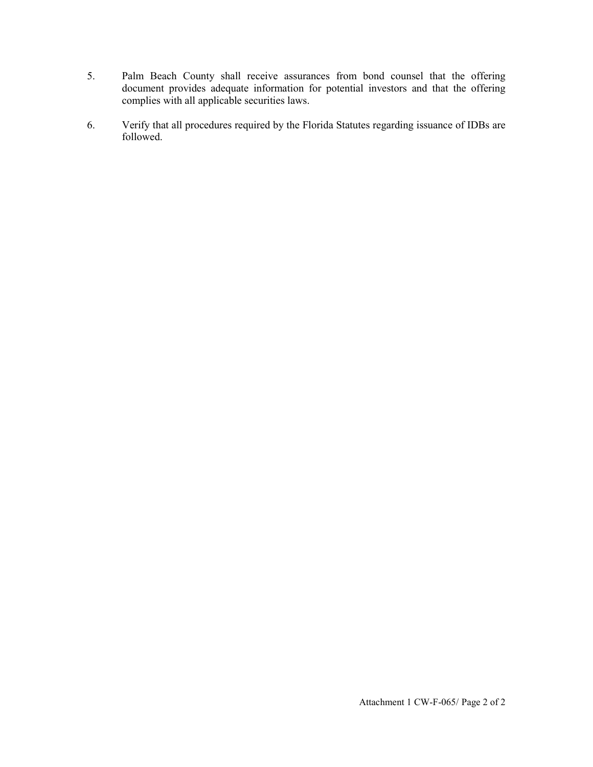5. Palm Beach County shall receive assurances from bond counsel that the offering document provides adequate information for potential investors and that the offering complies with all applicable securities laws.

6. Verify that all procedures required by the Florida Statutes regarding issuance of IDBs are followed.